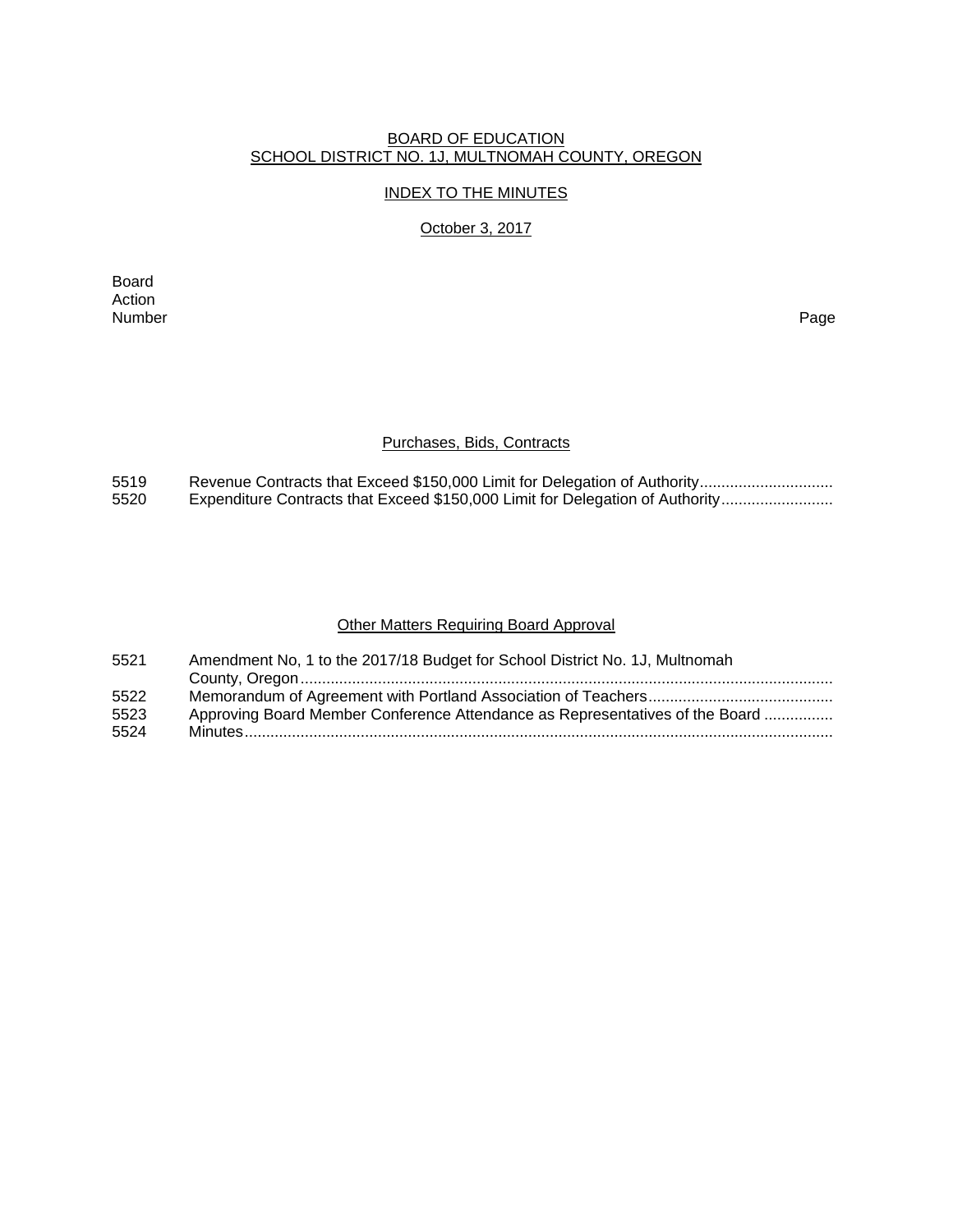# BOARD OF EDUCATION
# SCHOOL DISTRICT NO. 1J, MULTNOMAH COUNTY, OREGON

## INDEX TO THE MINUTES

### October 3, 2017

| Board Action Number | | Page |
|---|---|---|

### Purchases, Bids, Contracts

| | | |
|---|---|---|
| 5519 | Revenue Contracts that Exceed $150,000 Limit for Delegation of Authority | |
| 5520 | Expenditure Contracts that Exceed $150,000 Limit for Delegation of Authority | |

### Other Matters Requiring Board Approval

| | | |
|---|---|---|
| 5521 | Amendment No, 1 to the 2017/18 Budget for School District No. 1J, Multnomah County, Oregon | |
| 5522 | Memorandum of Agreement with Portland Association of Teachers | |
| 5523 | Approving Board Member Conference Attendance as Representatives of the Board | |
| 5524 | Minutes | |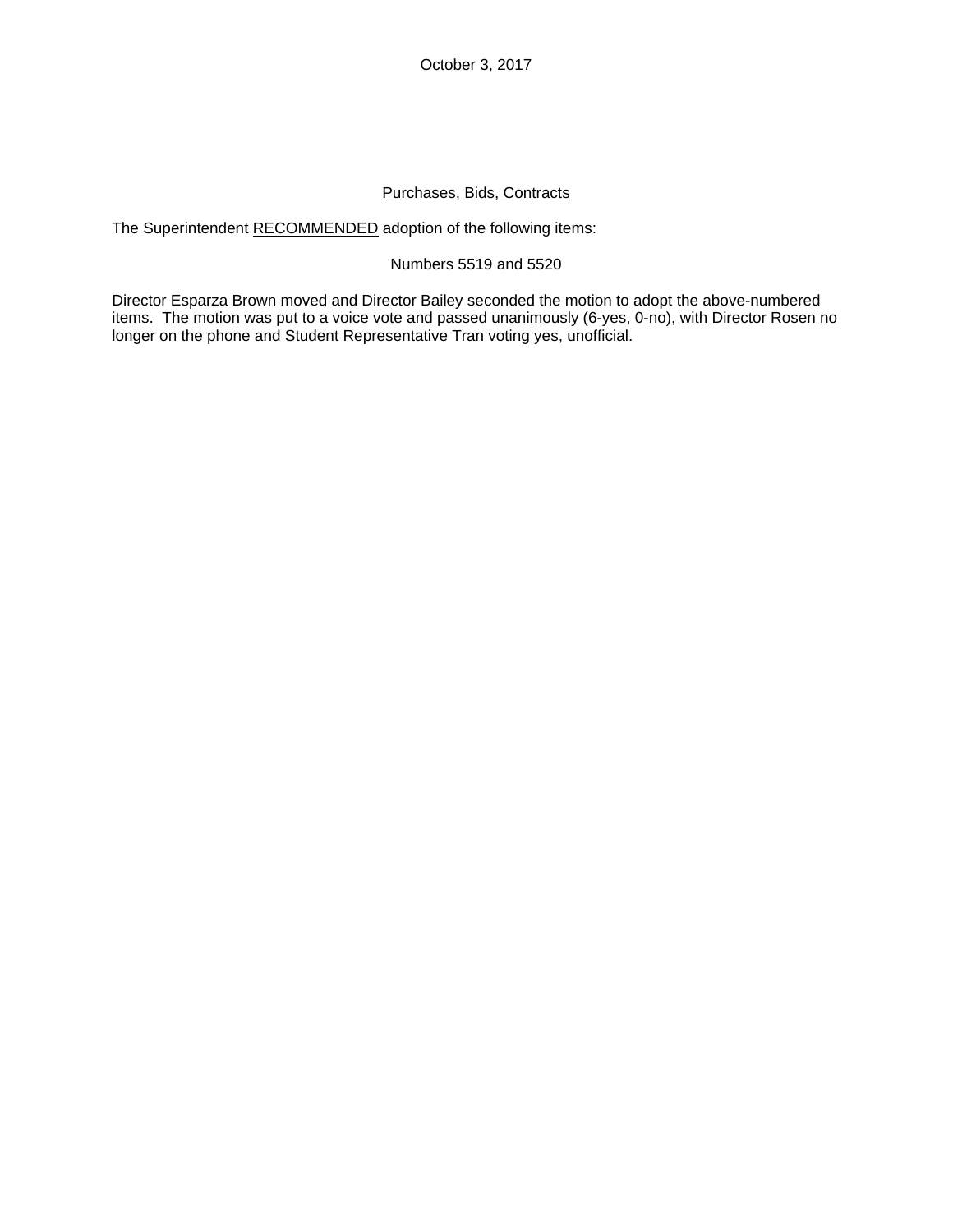October 3, 2017

Purchases, Bids, Contracts

The Superintendent RECOMMENDED adoption of the following items:

Numbers 5519 and 5520

Director Esparza Brown moved and Director Bailey seconded the motion to adopt the above-numbered items. The motion was put to a voice vote and passed unanimously (6-yes, 0-no), with Director Rosen no longer on the phone and Student Representative Tran voting yes, unofficial.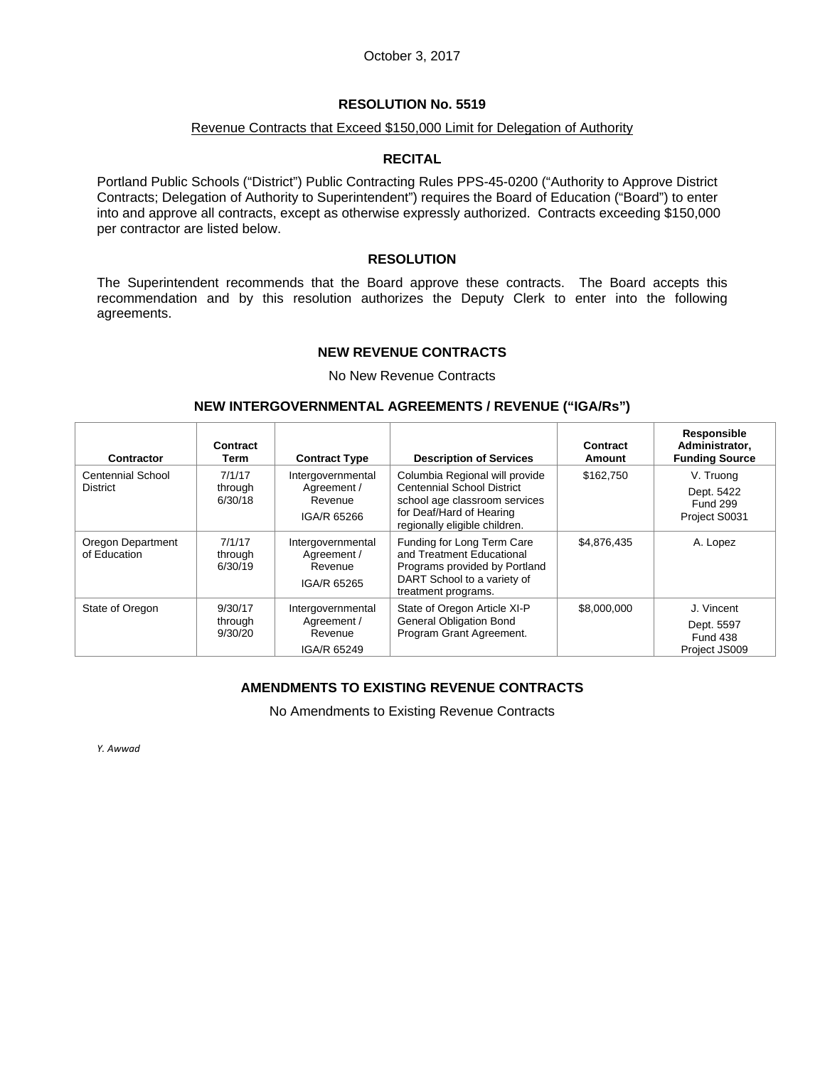October 3, 2017

# RESOLUTION No. 5519

Revenue Contracts that Exceed $150,000 Limit for Delegation of Authority

## RECITAL

Portland Public Schools ("District") Public Contracting Rules PPS-45-0200 ("Authority to Approve District Contracts; Delegation of Authority to Superintendent") requires the Board of Education ("Board") to enter into and approve all contracts, except as otherwise expressly authorized. Contracts exceeding $150,000 per contractor are listed below.

## RESOLUTION

The Superintendent recommends that the Board approve these contracts. The Board accepts this recommendation and by this resolution authorizes the Deputy Clerk to enter into the following agreements.

### NEW REVENUE CONTRACTS

No New Revenue Contracts

### NEW INTERGOVERNMENTAL AGREEMENTS / REVENUE ("IGA/Rs")

| Contractor | Contract Term | Contract Type | Description of Services | Contract Amount | Responsible Administrator, Funding Source |
|---|---|---|---|---|---|
| Centennial School District | 7/1/17 through 6/30/18 | Intergovernmental Agreement / Revenue IGA/R 65266 | Columbia Regional will provide Centennial School District school age classroom services for Deaf/Hard of Hearing regionally eligible children. | $162,750 | V. Truong Dept. 5422 Fund 299 Project S0031 |
| Oregon Department of Education | 7/1/17 through 6/30/19 | Intergovernmental Agreement / Revenue IGA/R 65265 | Funding for Long Term Care and Treatment Educational Programs provided by Portland DART School to a variety of treatment programs. | $4,876,435 | A. Lopez |
| State of Oregon | 9/30/17 through 9/30/20 | Intergovernmental Agreement / Revenue IGA/R 65249 | State of Oregon Article XI-P General Obligation Bond Program Grant Agreement. | $8,000,000 | J. Vincent Dept. 5597 Fund 438 Project JS009 |

### AMENDMENTS TO EXISTING REVENUE CONTRACTS

No Amendments to Existing Revenue Contracts

*Y. Awwad*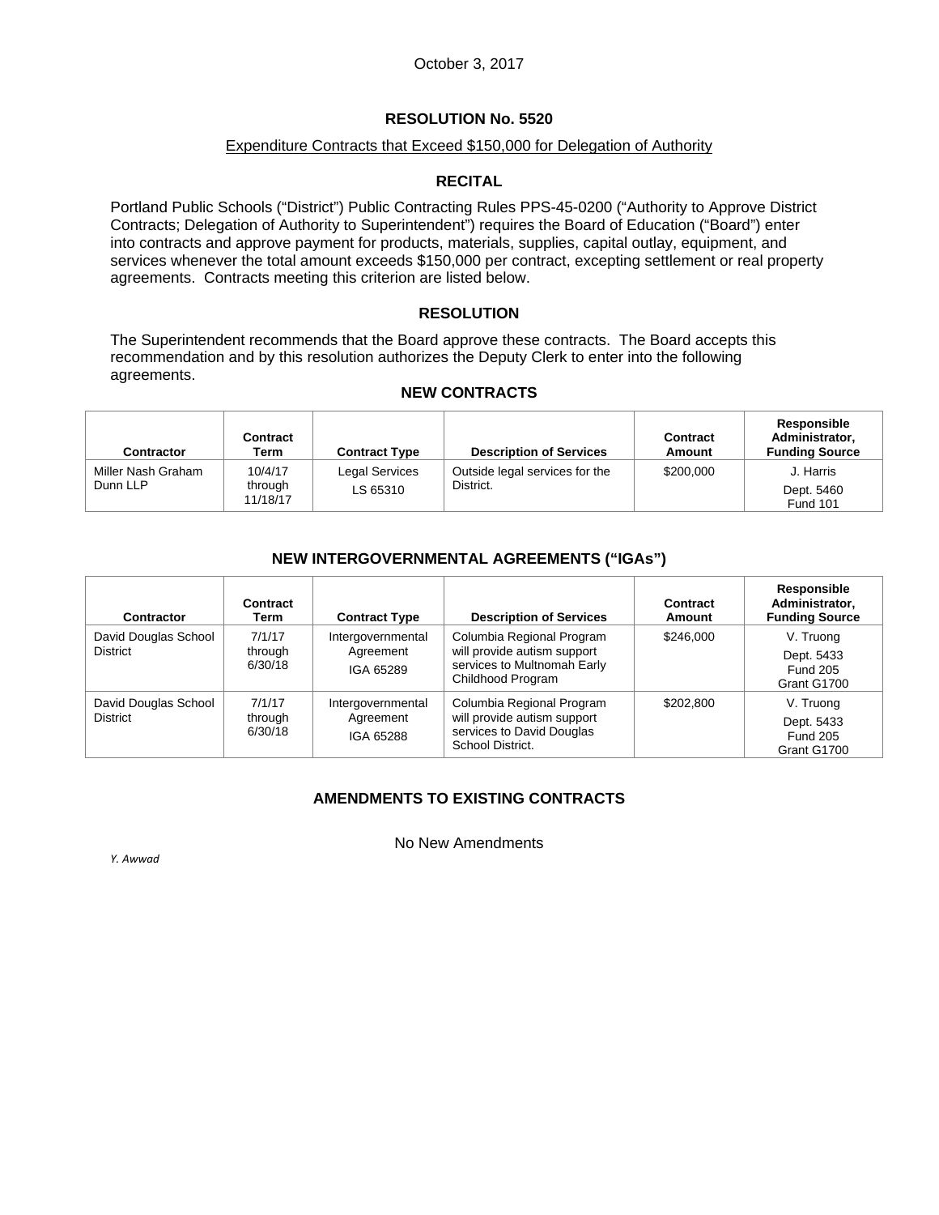October 3, 2017

## RESOLUTION No. 5520

Expenditure Contracts that Exceed $150,000 for Delegation of Authority

### RECITAL

Portland Public Schools ("District") Public Contracting Rules PPS-45-0200 ("Authority to Approve District Contracts; Delegation of Authority to Superintendent") requires the Board of Education ("Board") enter into contracts and approve payment for products, materials, supplies, capital outlay, equipment, and services whenever the total amount exceeds $150,000 per contract, excepting settlement or real property agreements. Contracts meeting this criterion are listed below.

### RESOLUTION

The Superintendent recommends that the Board approve these contracts. The Board accepts this recommendation and by this resolution authorizes the Deputy Clerk to enter into the following agreements.

### NEW CONTRACTS

| Contractor | Contract Term | Contract Type | Description of Services | Contract Amount | Responsible Administrator, Funding Source |
|---|---|---|---|---|---|
| Miller Nash Graham Dunn LLP | 10/4/17 through 11/18/17 | Legal Services LS 65310 | Outside legal services for the District. | $200,000 | J. Harris Dept. 5460 Fund 101 |

### NEW INTERGOVERNMENTAL AGREEMENTS ("IGAs")

| Contractor | Contract Term | Contract Type | Description of Services | Contract Amount | Responsible Administrator, Funding Source |
|---|---|---|---|---|---|
| David Douglas School District | 7/1/17 through 6/30/18 | Intergovernmental Agreement IGA 65289 | Columbia Regional Program will provide autism support services to Multnomah Early Childhood Program | $246,000 | V. Truong Dept. 5433 Fund 205 Grant G1700 |
| David Douglas School District | 7/1/17 through 6/30/18 | Intergovernmental Agreement IGA 65288 | Columbia Regional Program will provide autism support services to David Douglas School District. | $202,800 | V. Truong Dept. 5433 Fund 205 Grant G1700 |

### AMENDMENTS TO EXISTING CONTRACTS

No New Amendments

*Y. Awwad*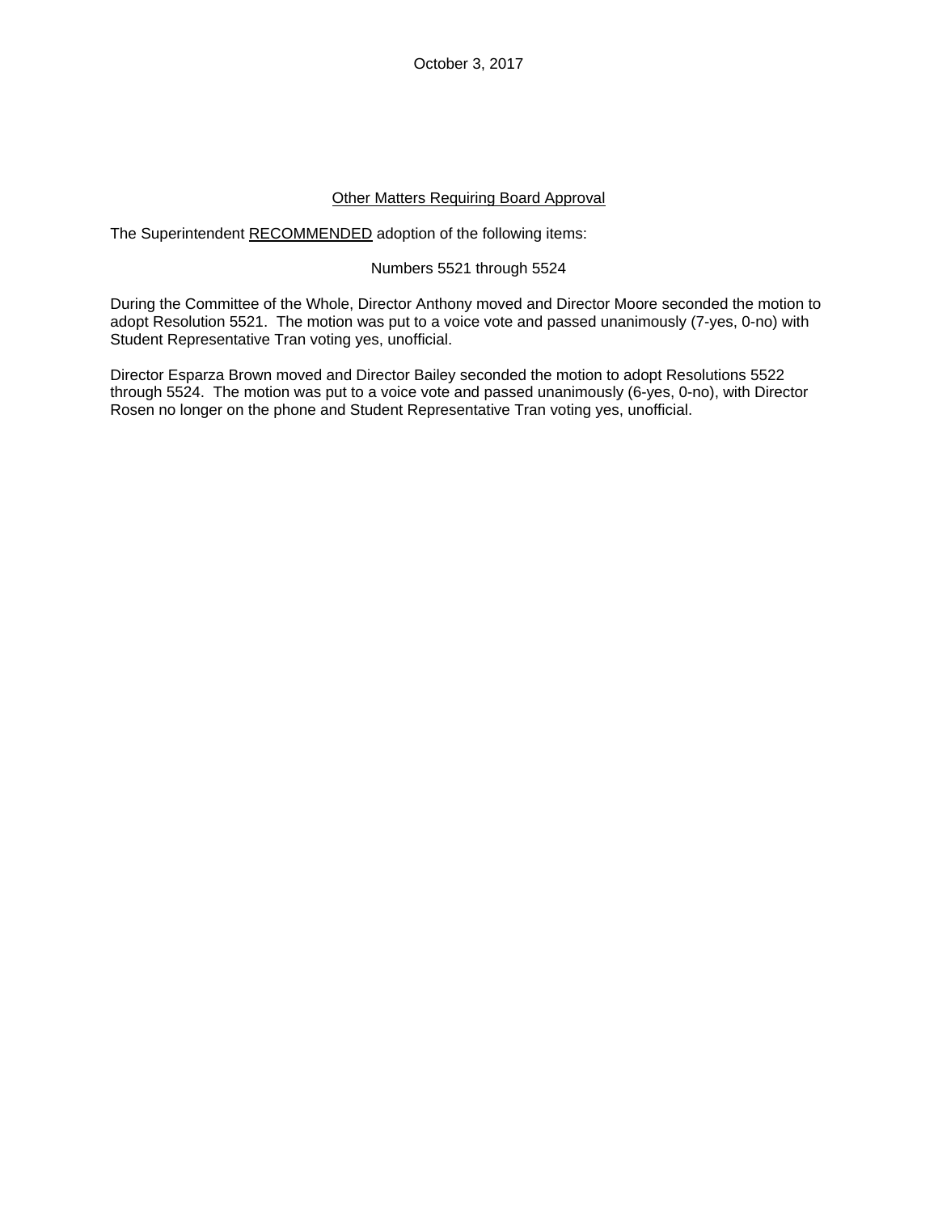October 3, 2017

<u>Other Matters Requiring Board Approval</u>

The Superintendent <u>RECOMMENDED</u> adoption of the following items:

Numbers 5521 through 5524

During the Committee of the Whole, Director Anthony moved and Director Moore seconded the motion to adopt Resolution 5521. The motion was put to a voice vote and passed unanimously (7-yes, 0-no) with Student Representative Tran voting yes, unofficial.

Director Esparza Brown moved and Director Bailey seconded the motion to adopt Resolutions 5522 through 5524. The motion was put to a voice vote and passed unanimously (6-yes, 0-no), with Director Rosen no longer on the phone and Student Representative Tran voting yes, unofficial.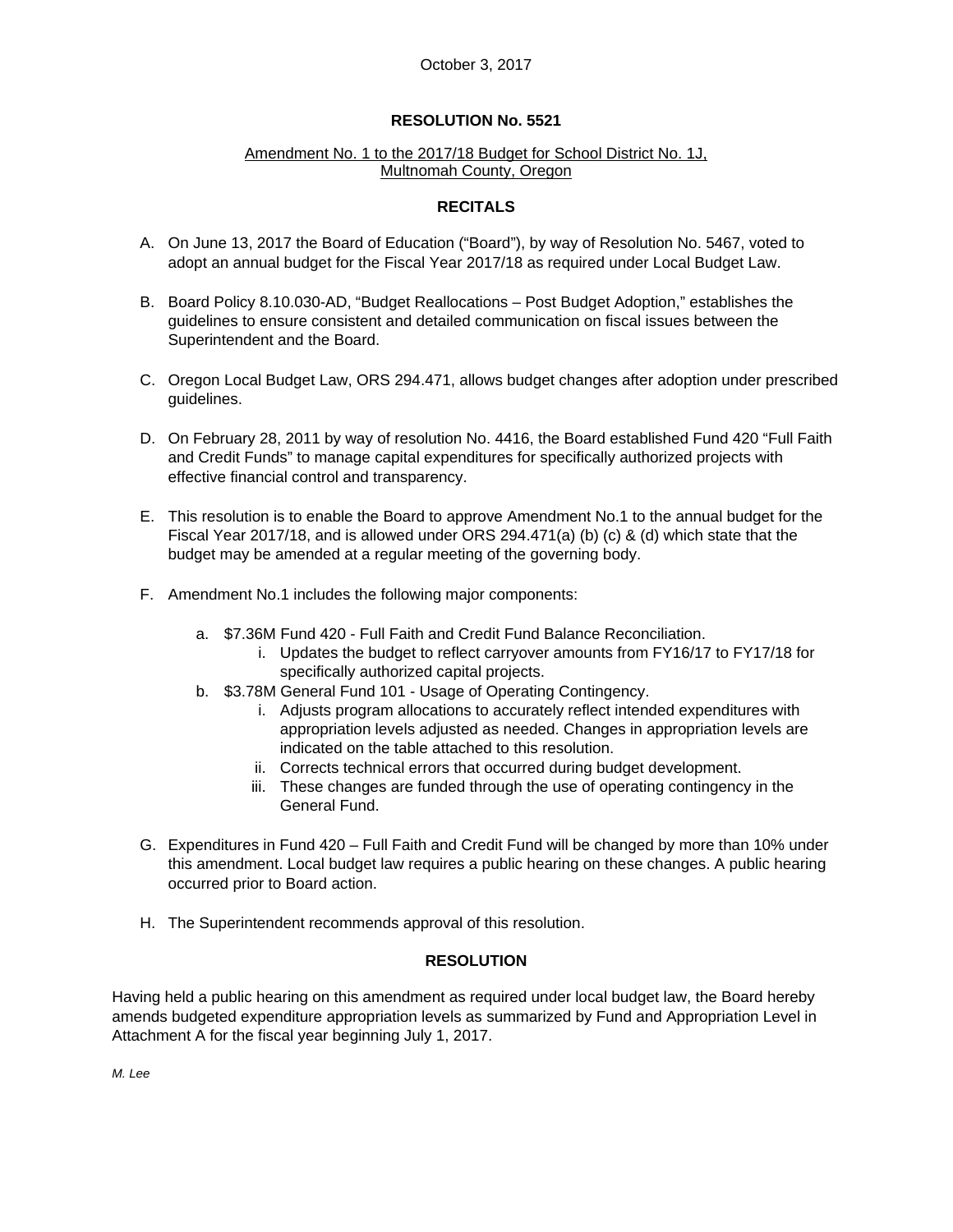October 3, 2017

**RESOLUTION No. 5521**

Amendment No. 1 to the 2017/18 Budget for School District No. 1J, Multnomah County, Oregon

**RECITALS**

A. On June 13, 2017 the Board of Education ("Board"), by way of Resolution No. 5467, voted to adopt an annual budget for the Fiscal Year 2017/18 as required under Local Budget Law.

B. Board Policy 8.10.030-AD, "Budget Reallocations – Post Budget Adoption," establishes the guidelines to ensure consistent and detailed communication on fiscal issues between the Superintendent and the Board.

C. Oregon Local Budget Law, ORS 294.471, allows budget changes after adoption under prescribed guidelines.

D. On February 28, 2011 by way of resolution No. 4416, the Board established Fund 420 "Full Faith and Credit Funds" to manage capital expenditures for specifically authorized projects with effective financial control and transparency.

E. This resolution is to enable the Board to approve Amendment No.1 to the annual budget for the Fiscal Year 2017/18, and is allowed under ORS 294.471(a) (b) (c) & (d) which state that the budget may be amended at a regular meeting of the governing body.

F. Amendment No.1 includes the following major components:

   a. $7.36M Fund 420 - Full Faith and Credit Fund Balance Reconciliation.
      i. Updates the budget to reflect carryover amounts from FY16/17 to FY17/18 for specifically authorized capital projects.
   b. $3.78M General Fund 101 - Usage of Operating Contingency.
      i. Adjusts program allocations to accurately reflect intended expenditures with appropriation levels adjusted as needed. Changes in appropriation levels are indicated on the table attached to this resolution.
      ii. Corrects technical errors that occurred during budget development.
      iii. These changes are funded through the use of operating contingency in the General Fund.

G. Expenditures in Fund 420 – Full Faith and Credit Fund will be changed by more than 10% under this amendment. Local budget law requires a public hearing on these changes. A public hearing occurred prior to Board action.

H. The Superintendent recommends approval of this resolution.

**RESOLUTION**

Having held a public hearing on this amendment as required under local budget law, the Board hereby amends budgeted expenditure appropriation levels as summarized by Fund and Appropriation Level in Attachment A for the fiscal year beginning July 1, 2017.

*M. Lee*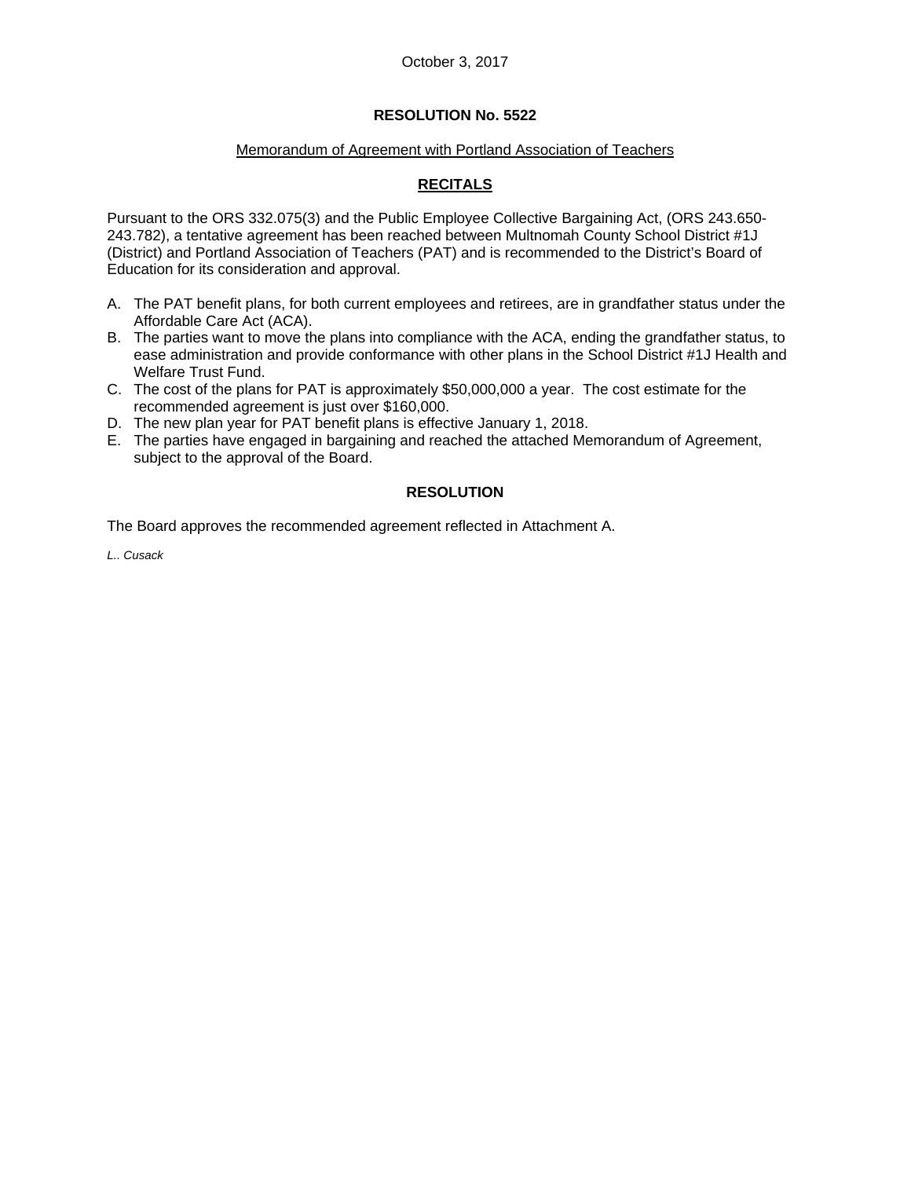October 3, 2017

# RESOLUTION No. 5522

Memorandum of Agreement with Portland Association of Teachers

## RECITALS

Pursuant to the ORS 332.075(3) and the Public Employee Collective Bargaining Act, (ORS 243.650-243.782), a tentative agreement has been reached between Multnomah County School District #1J (District) and Portland Association of Teachers (PAT) and is recommended to the District's Board of Education for its consideration and approval.

A. The PAT benefit plans, for both current employees and retirees, are in grandfather status under the Affordable Care Act (ACA).
B. The parties want to move the plans into compliance with the ACA, ending the grandfather status, to ease administration and provide conformance with other plans in the School District #1J Health and Welfare Trust Fund.
C. The cost of the plans for PAT is approximately $50,000,000 a year. The cost estimate for the recommended agreement is just over $160,000.
D. The new plan year for PAT benefit plans is effective January 1, 2018.
E. The parties have engaged in bargaining and reached the attached Memorandum of Agreement, subject to the approval of the Board.

## RESOLUTION

The Board approves the recommended agreement reflected in Attachment A.

*L.. Cusack*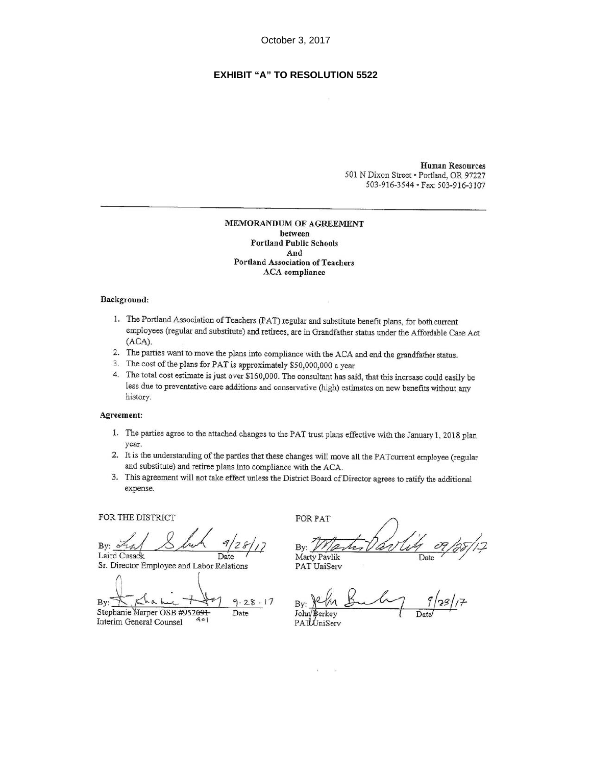October 3, 2017

**EXHIBIT "A" TO RESOLUTION 5522**

**Human Resources**
501 N Dixon Street • Portland, OR 97227
503-916-3544 • Fax: 503-916-3107

---

**MEMORANDUM OF AGREEMENT**
**between**
**Portland Public Schools**
**And**
**Portland Association of Teachers**
**ACA compliance**

**Background:**

1. The Portland Association of Teachers (PAT) regular and substitute benefit plans, for both current employees (regular and substitute) and retirees, are in Grandfather status under the Affordable Care Act (ACA).
2. The parties want to move the plans into compliance with the ACA and end the grandfather status.
3. The cost of the plans for PAT is approximately $50,000,000 a year
4. The total cost estimate is just over $160,000. The consultant has said, that this increase could easily be less due to preventative care additions and conservative (high) estimates on new benefits without any history.

**Agreement:**

1. The parties agree to the attached changes to the PAT trust plans effective with the January 1, 2018 plan year.
2. It is the understanding of the parties that these changes will move all the PATcurrent employee (regular and substitute) and retiree plans into compliance with the ACA.
3. This agreement will not take effect unless the District Board of Director agrees to ratify the additional expense.

FOR THE DISTRICT

By: _[signature]_ 9/28/17
Laird Cusack — Date
Sr. Director Employee and Labor Relations

By: _[signature]_ 9.28.17
Stephanie Harper OSB #952091 — Date
Interim General Counsel

FOR PAT

By: _[signature]_ 09/28/17
Marty Pavlik — Date
PAT UniServ

By: _[signature]_ 9/28/17
John Berkey — Date
PAT UniServ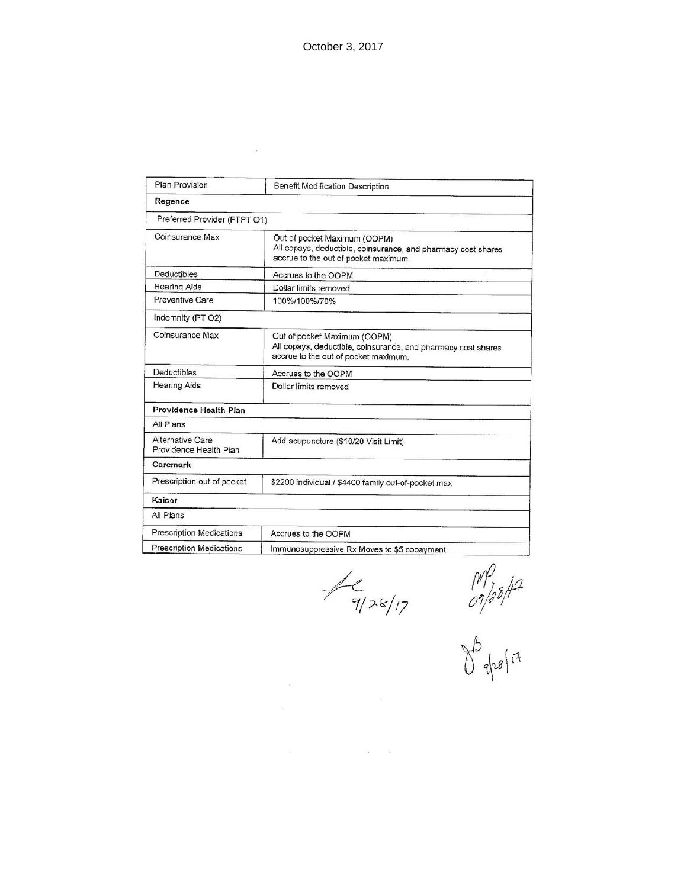October 3, 2017

| Plan Provision | Benefit Modification Description |
|---|---|
| **Regence** | |
| Preferred Provider (FTPT O1) | |
| Coinsurance Max | Out of pocket Maximum (OOPM)<br>All copays, deductible, coinsurance, and pharmacy cost shares accrue to the out of pocket maximum. |
| Deductibles | Accrues to the OOPM |
| Hearing Aids | Dollar limits removed |
| Preventive Care | 100%/100%/70% |
| Indemnity (PT O2) | |
| Coinsurance Max | Out of pocket Maximum (OOPM)<br>All copays, deductible, coinsurance, and pharmacy cost shares accrue to the out of pocket maximum. |
| Deductibles | Accrues to the OOPM |
| Hearing Aids | Dollar limits removed |
| **Providence Health Plan** | |
| All Plans | |
| Alternative Care Providence Health Plan | Add acupuncture ($10/20 Visit Limit) |
| **Caremark** | |
| Prescription out of pocket | $2200 individual / $4400 family out-of-pocket max |
| **Kaiser** | |
| All Plans | |
| Prescription Medications | Accrues to the OOPM |
| Prescription Medications | Immunosuppressive Rx Moves to $5 copayment |

9/28/17 &nbsp;&nbsp;&nbsp; MP 09/28/17

JB 9/28/17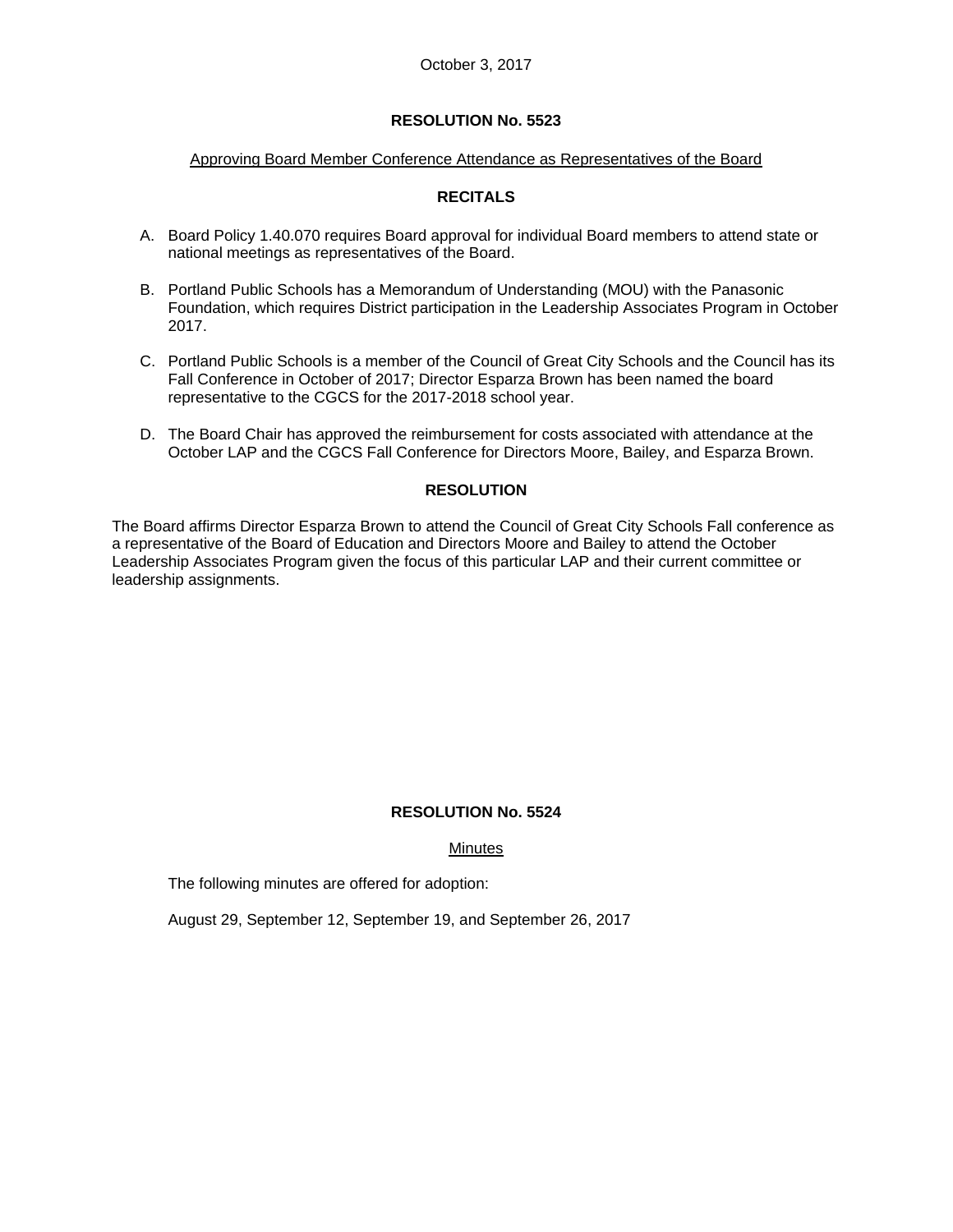October 3, 2017

## RESOLUTION No. 5523

Approving Board Member Conference Attendance as Representatives of the Board

### RECITALS

A. Board Policy 1.40.070 requires Board approval for individual Board members to attend state or national meetings as representatives of the Board.

B. Portland Public Schools has a Memorandum of Understanding (MOU) with the Panasonic Foundation, which requires District participation in the Leadership Associates Program in October 2017.

C. Portland Public Schools is a member of the Council of Great City Schools and the Council has its Fall Conference in October of 2017; Director Esparza Brown has been named the board representative to the CGCS for the 2017-2018 school year.

D. The Board Chair has approved the reimbursement for costs associated with attendance at the October LAP and the CGCS Fall Conference for Directors Moore, Bailey, and Esparza Brown.

### RESOLUTION

The Board affirms Director Esparza Brown to attend the Council of Great City Schools Fall conference as a representative of the Board of Education and Directors Moore and Bailey to attend the October Leadership Associates Program given the focus of this particular LAP and their current committee or leadership assignments.

## RESOLUTION No. 5524

Minutes

The following minutes are offered for adoption:

August 29, September 12, September 19, and September 26, 2017